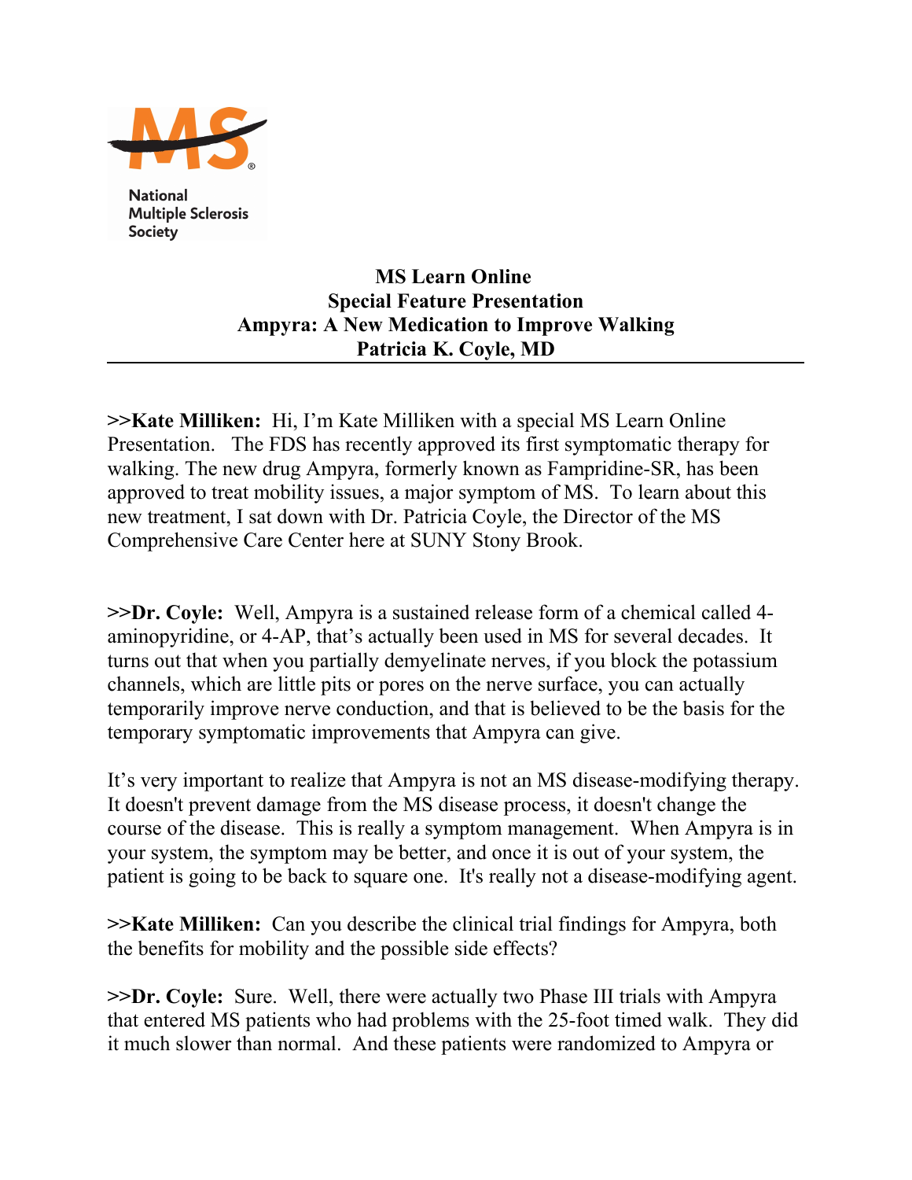National Multiple Sclerosis Society

**MS Learn Online**
**Special Feature Presentation**
**Ampyra: A New Medication to Improve Walking**
**Patricia K. Coyle, MD**

---

**>>Kate Milliken:** Hi, I'm Kate Milliken with a special MS Learn Online Presentation. The FDS has recently approved its first symptomatic therapy for walking. The new drug Ampyra, formerly known as Fampridine-SR, has been approved to treat mobility issues, a major symptom of MS. To learn about this new treatment, I sat down with Dr. Patricia Coyle, the Director of the MS Comprehensive Care Center here at SUNY Stony Brook.

**>>Dr. Coyle:** Well, Ampyra is a sustained release form of a chemical called 4-aminopyridine, or 4-AP, that's actually been used in MS for several decades. It turns out that when you partially demyelinate nerves, if you block the potassium channels, which are little pits or pores on the nerve surface, you can actually temporarily improve nerve conduction, and that is believed to be the basis for the temporary symptomatic improvements that Ampyra can give.

It's very important to realize that Ampyra is not an MS disease-modifying therapy. It doesn't prevent damage from the MS disease process, it doesn't change the course of the disease. This is really a symptom management. When Ampyra is in your system, the symptom may be better, and once it is out of your system, the patient is going to be back to square one. It's really not a disease-modifying agent.

**>>Kate Milliken:** Can you describe the clinical trial findings for Ampyra, both the benefits for mobility and the possible side effects?

**>>Dr. Coyle:** Sure. Well, there were actually two Phase III trials with Ampyra that entered MS patients who had problems with the 25-foot timed walk. They did it much slower than normal. And these patients were randomized to Ampyra or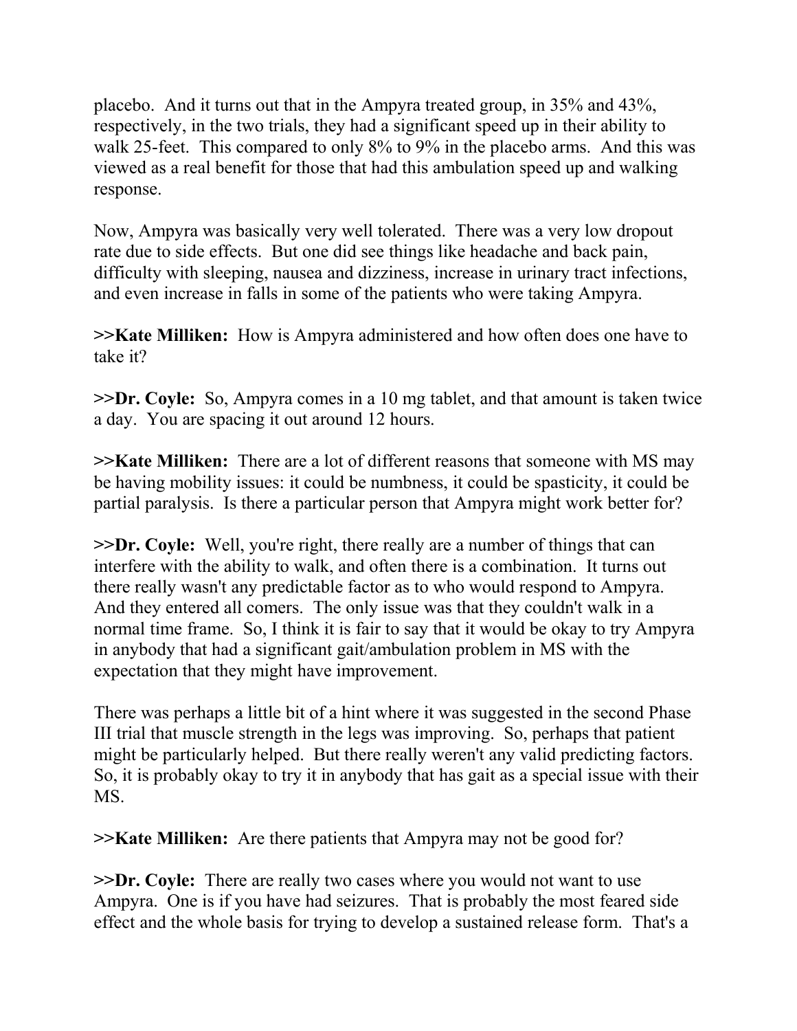placebo. And it turns out that in the Ampyra treated group, in 35% and 43%, respectively, in the two trials, they had a significant speed up in their ability to walk 25-feet. This compared to only 8% to 9% in the placebo arms. And this was viewed as a real benefit for those that had this ambulation speed up and walking response.

Now, Ampyra was basically very well tolerated. There was a very low dropout rate due to side effects. But one did see things like headache and back pain, difficulty with sleeping, nausea and dizziness, increase in urinary tract infections, and even increase in falls in some of the patients who were taking Ampyra.

**>>Kate Milliken:** How is Ampyra administered and how often does one have to take it?

**>>Dr. Coyle:** So, Ampyra comes in a 10 mg tablet, and that amount is taken twice a day. You are spacing it out around 12 hours.

**>>Kate Milliken:** There are a lot of different reasons that someone with MS may be having mobility issues: it could be numbness, it could be spasticity, it could be partial paralysis. Is there a particular person that Ampyra might work better for?

**>>Dr. Coyle:** Well, you're right, there really are a number of things that can interfere with the ability to walk, and often there is a combination. It turns out there really wasn't any predictable factor as to who would respond to Ampyra. And they entered all comers. The only issue was that they couldn't walk in a normal time frame. So, I think it is fair to say that it would be okay to try Ampyra in anybody that had a significant gait/ambulation problem in MS with the expectation that they might have improvement.

There was perhaps a little bit of a hint where it was suggested in the second Phase III trial that muscle strength in the legs was improving. So, perhaps that patient might be particularly helped. But there really weren't any valid predicting factors. So, it is probably okay to try it in anybody that has gait as a special issue with their MS.

**>>Kate Milliken:** Are there patients that Ampyra may not be good for?

**>>Dr. Coyle:** There are really two cases where you would not want to use Ampyra. One is if you have had seizures. That is probably the most feared side effect and the whole basis for trying to develop a sustained release form. That's a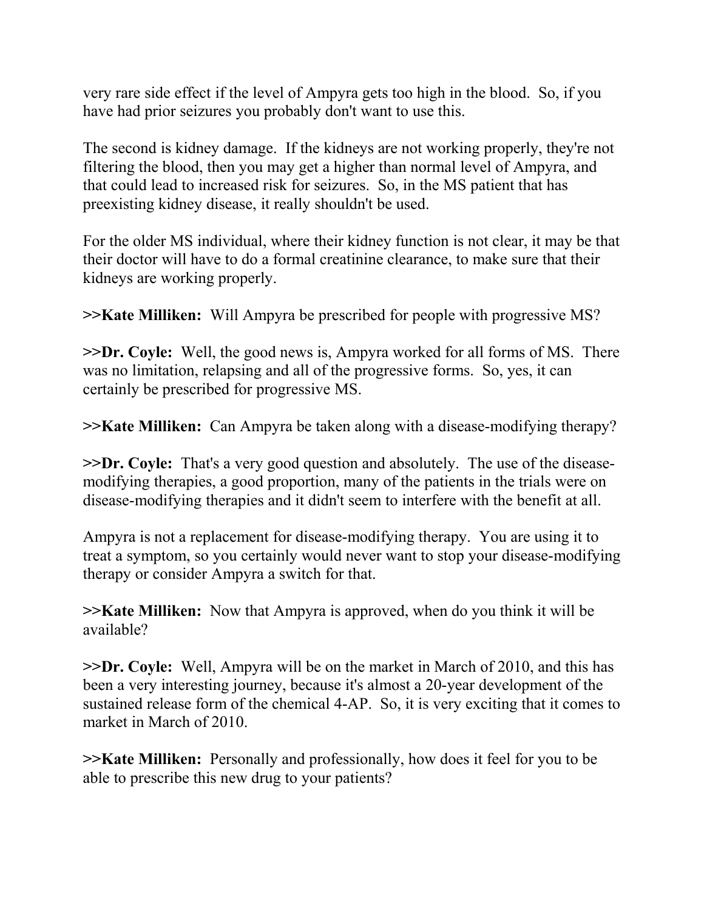very rare side effect if the level of Ampyra gets too high in the blood. So, if you have had prior seizures you probably don't want to use this.

The second is kidney damage. If the kidneys are not working properly, they're not filtering the blood, then you may get a higher than normal level of Ampyra, and that could lead to increased risk for seizures. So, in the MS patient that has preexisting kidney disease, it really shouldn't be used.

For the older MS individual, where their kidney function is not clear, it may be that their doctor will have to do a formal creatinine clearance, to make sure that their kidneys are working properly.

**>>Kate Milliken:** Will Ampyra be prescribed for people with progressive MS?

**>>Dr. Coyle:** Well, the good news is, Ampyra worked for all forms of MS. There was no limitation, relapsing and all of the progressive forms. So, yes, it can certainly be prescribed for progressive MS.

**>>Kate Milliken:** Can Ampyra be taken along with a disease-modifying therapy?

**>>Dr. Coyle:** That's a very good question and absolutely. The use of the disease-modifying therapies, a good proportion, many of the patients in the trials were on disease-modifying therapies and it didn't seem to interfere with the benefit at all.

Ampyra is not a replacement for disease-modifying therapy. You are using it to treat a symptom, so you certainly would never want to stop your disease-modifying therapy or consider Ampyra a switch for that.

**>>Kate Milliken:** Now that Ampyra is approved, when do you think it will be available?

**>>Dr. Coyle:** Well, Ampyra will be on the market in March of 2010, and this has been a very interesting journey, because it's almost a 20-year development of the sustained release form of the chemical 4-AP. So, it is very exciting that it comes to market in March of 2010.

**>>Kate Milliken:** Personally and professionally, how does it feel for you to be able to prescribe this new drug to your patients?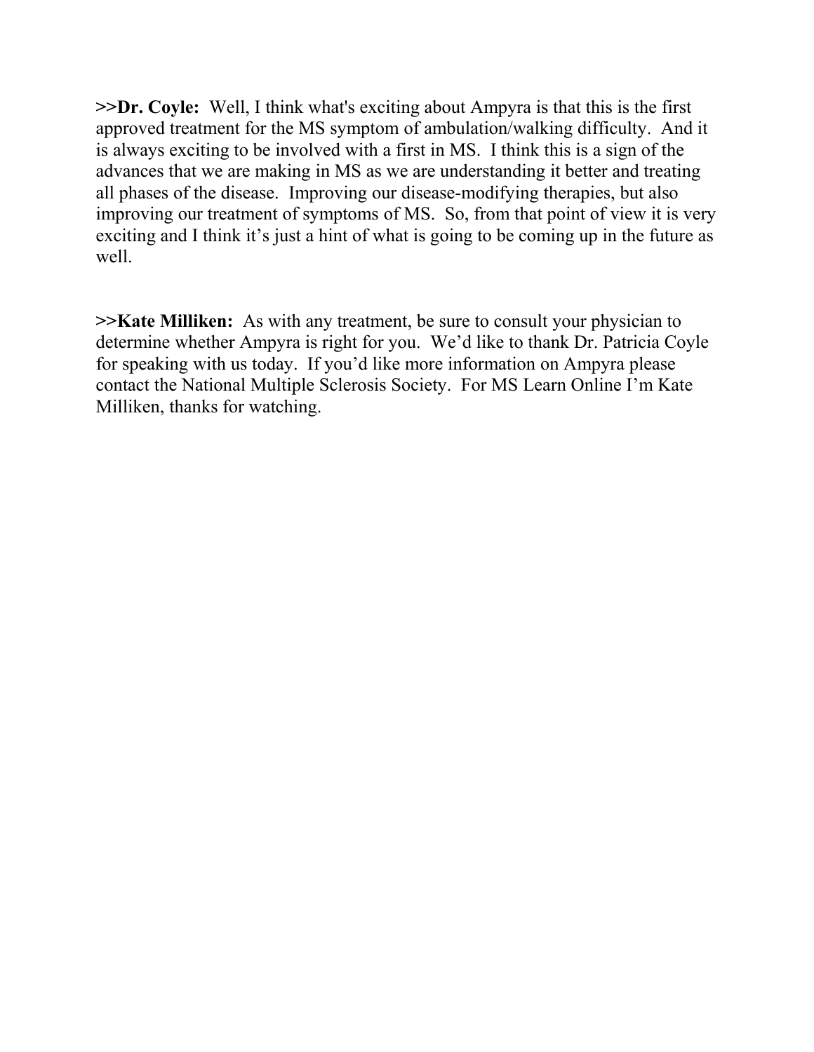**>>Dr. Coyle:** Well, I think what's exciting about Ampyra is that this is the first approved treatment for the MS symptom of ambulation/walking difficulty. And it is always exciting to be involved with a first in MS. I think this is a sign of the advances that we are making in MS as we are understanding it better and treating all phases of the disease. Improving our disease-modifying therapies, but also improving our treatment of symptoms of MS. So, from that point of view it is very exciting and I think it's just a hint of what is going to be coming up in the future as well.

**>>Kate Milliken:** As with any treatment, be sure to consult your physician to determine whether Ampyra is right for you. We'd like to thank Dr. Patricia Coyle for speaking with us today. If you'd like more information on Ampyra please contact the National Multiple Sclerosis Society. For MS Learn Online I'm Kate Milliken, thanks for watching.